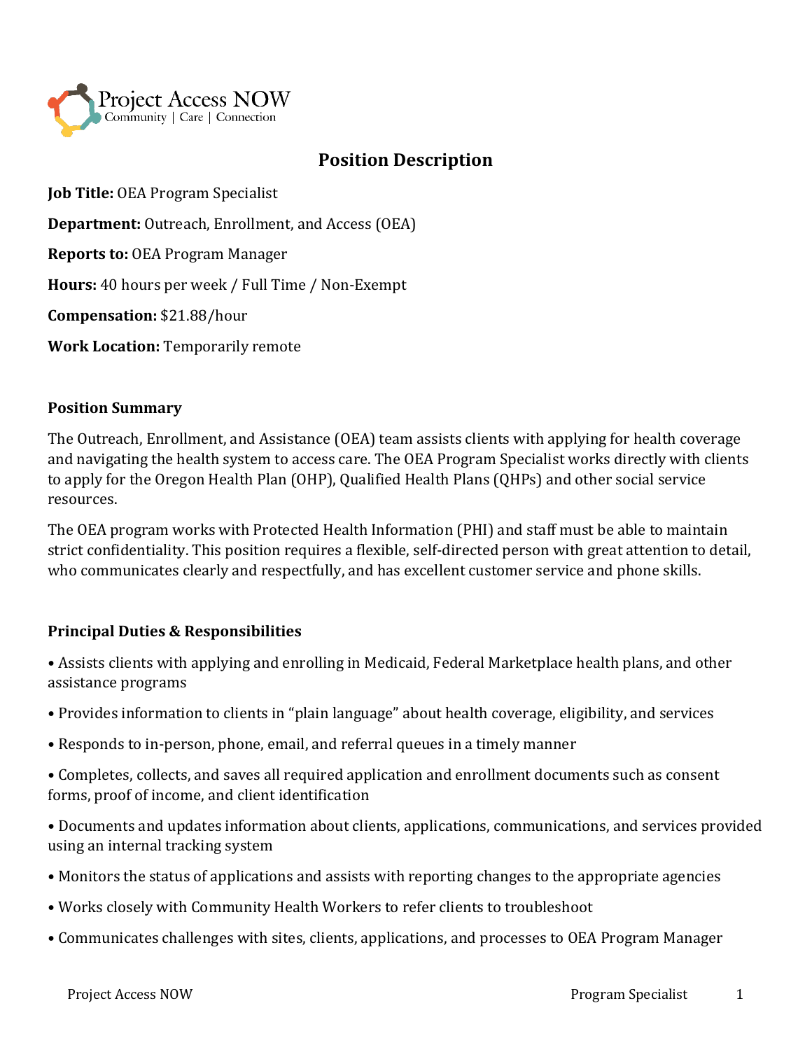Project Access NOW
Community | Care | Connection

# Position Description

**Job Title:** OEA Program Specialist

**Department:** Outreach, Enrollment, and Access (OEA)

**Reports to:** OEA Program Manager

**Hours:** 40 hours per week / Full Time / Non-Exempt

**Compensation:** $21.88/hour

**Work Location:** Temporarily remote

## Position Summary

The Outreach, Enrollment, and Assistance (OEA) team assists clients with applying for health coverage and navigating the health system to access care. The OEA Program Specialist works directly with clients to apply for the Oregon Health Plan (OHP), Qualified Health Plans (QHPs) and other social service resources.

The OEA program works with Protected Health Information (PHI) and staff must be able to maintain strict confidentiality. This position requires a flexible, self-directed person with great attention to detail, who communicates clearly and respectfully, and has excellent customer service and phone skills.

## Principal Duties & Responsibilities

- Assists clients with applying and enrolling in Medicaid, Federal Marketplace health plans, and other assistance programs
- Provides information to clients in "plain language" about health coverage, eligibility, and services
- Responds to in-person, phone, email, and referral queues in a timely manner
- Completes, collects, and saves all required application and enrollment documents such as consent forms, proof of income, and client identification
- Documents and updates information about clients, applications, communications, and services provided using an internal tracking system
- Monitors the status of applications and assists with reporting changes to the appropriate agencies
- Works closely with Community Health Workers to refer clients to troubleshoot
- Communicates challenges with sites, clients, applications, and processes to OEA Program Manager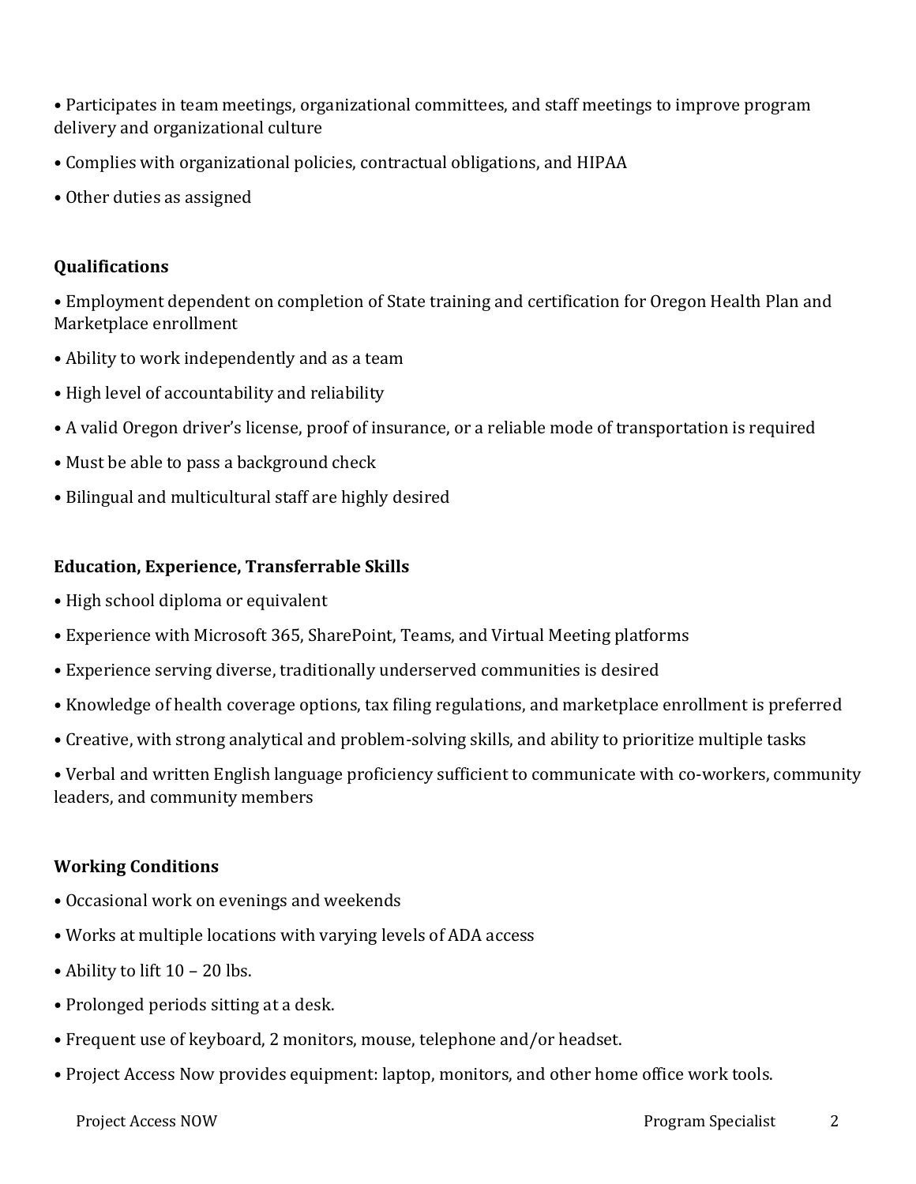• Participates in team meetings, organizational committees, and staff meetings to improve program delivery and organizational culture

• Complies with organizational policies, contractual obligations, and HIPAA

• Other duties as assigned

**Qualifications**

• Employment dependent on completion of State training and certification for Oregon Health Plan and Marketplace enrollment

• Ability to work independently and as a team

• High level of accountability and reliability

• A valid Oregon driver's license, proof of insurance, or a reliable mode of transportation is required

• Must be able to pass a background check

• Bilingual and multicultural staff are highly desired

**Education, Experience, Transferrable Skills**

• High school diploma or equivalent

• Experience with Microsoft 365, SharePoint, Teams, and Virtual Meeting platforms

• Experience serving diverse, traditionally underserved communities is desired

• Knowledge of health coverage options, tax filing regulations, and marketplace enrollment is preferred

• Creative, with strong analytical and problem-solving skills, and ability to prioritize multiple tasks

• Verbal and written English language proficiency sufficient to communicate with co-workers, community leaders, and community members

**Working Conditions**

• Occasional work on evenings and weekends

• Works at multiple locations with varying levels of ADA access

• Ability to lift 10 – 20 lbs.

• Prolonged periods sitting at a desk.

• Frequent use of keyboard, 2 monitors, mouse, telephone and/or headset.

• Project Access Now provides equipment: laptop, monitors, and other home office work tools.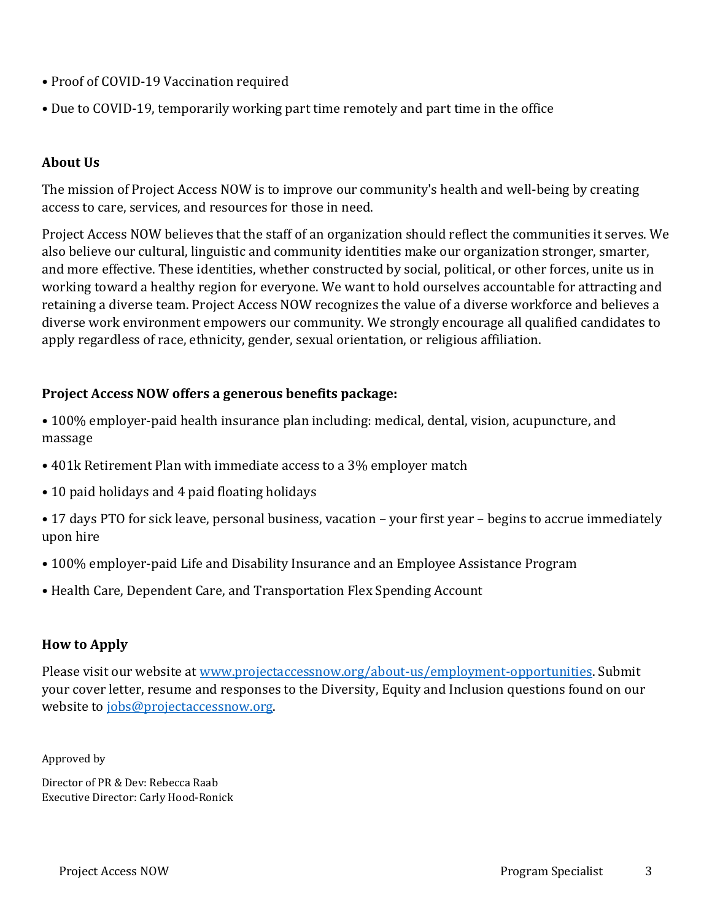- Proof of COVID-19 Vaccination required
- Due to COVID-19, temporarily working part time remotely and part time in the office

**About Us**

The mission of Project Access NOW is to improve our community's health and well-being by creating access to care, services, and resources for those in need.

Project Access NOW believes that the staff of an organization should reflect the communities it serves. We also believe our cultural, linguistic and community identities make our organization stronger, smarter, and more effective. These identities, whether constructed by social, political, or other forces, unite us in working toward a healthy region for everyone. We want to hold ourselves accountable for attracting and retaining a diverse team. Project Access NOW recognizes the value of a diverse workforce and believes a diverse work environment empowers our community. We strongly encourage all qualified candidates to apply regardless of race, ethnicity, gender, sexual orientation, or religious affiliation.

**Project Access NOW offers a generous benefits package:**

- 100% employer-paid health insurance plan including: medical, dental, vision, acupuncture, and massage
- 401k Retirement Plan with immediate access to a 3% employer match
- 10 paid holidays and 4 paid floating holidays
- 17 days PTO for sick leave, personal business, vacation – your first year – begins to accrue immediately upon hire
- 100% employer-paid Life and Disability Insurance and an Employee Assistance Program
- Health Care, Dependent Care, and Transportation Flex Spending Account

**How to Apply**

Please visit our website at [www.projectaccessnow.org/about-us/employment-opportunities](http://www.projectaccessnow.org/about-us/employment-opportunities). Submit your cover letter, resume and responses to the Diversity, Equity and Inclusion questions found on our website to [jobs@projectaccessnow.org](mailto:jobs@projectaccessnow.org).

Approved by

Director of PR & Dev: Rebecca Raab
Executive Director: Carly Hood-Ronick